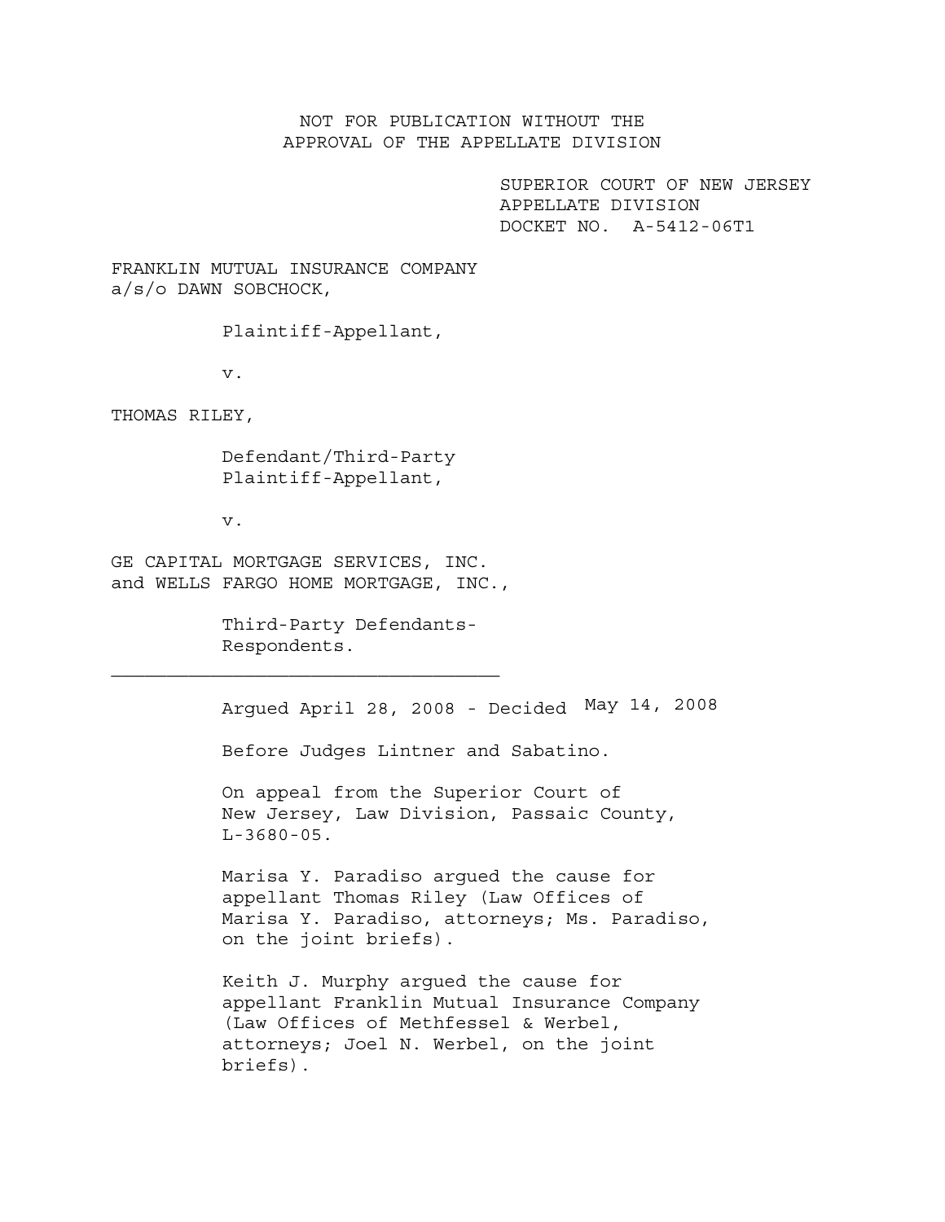NOT FOR PUBLICATION WITHOUT THE
APPROVAL OF THE APPELLATE DIVISION

SUPERIOR COURT OF NEW JERSEY
APPELLATE DIVISION
DOCKET NO. A-5412-06T1

FRANKLIN MUTUAL INSURANCE COMPANY
a/s/o DAWN SOBCHOCK,

Plaintiff-Appellant,

v.

THOMAS RILEY,

Defendant/Third-Party
Plaintiff-Appellant,

v.

GE CAPITAL MORTGAGE SERVICES, INC.
and WELLS FARGO HOME MORTGAGE, INC.,

Third-Party Defendants-
Respondents.

---

Argued April 28, 2008 - Decided May 14, 2008

Before Judges Lintner and Sabatino.

On appeal from the Superior Court of
New Jersey, Law Division, Passaic County,
L-3680-05.

Marisa Y. Paradiso argued the cause for
appellant Thomas Riley (Law Offices of
Marisa Y. Paradiso, attorneys; Ms. Paradiso,
on the joint briefs).

Keith J. Murphy argued the cause for
appellant Franklin Mutual Insurance Company
(Law Offices of Methfessel & Werbel,
attorneys; Joel N. Werbel, on the joint
briefs).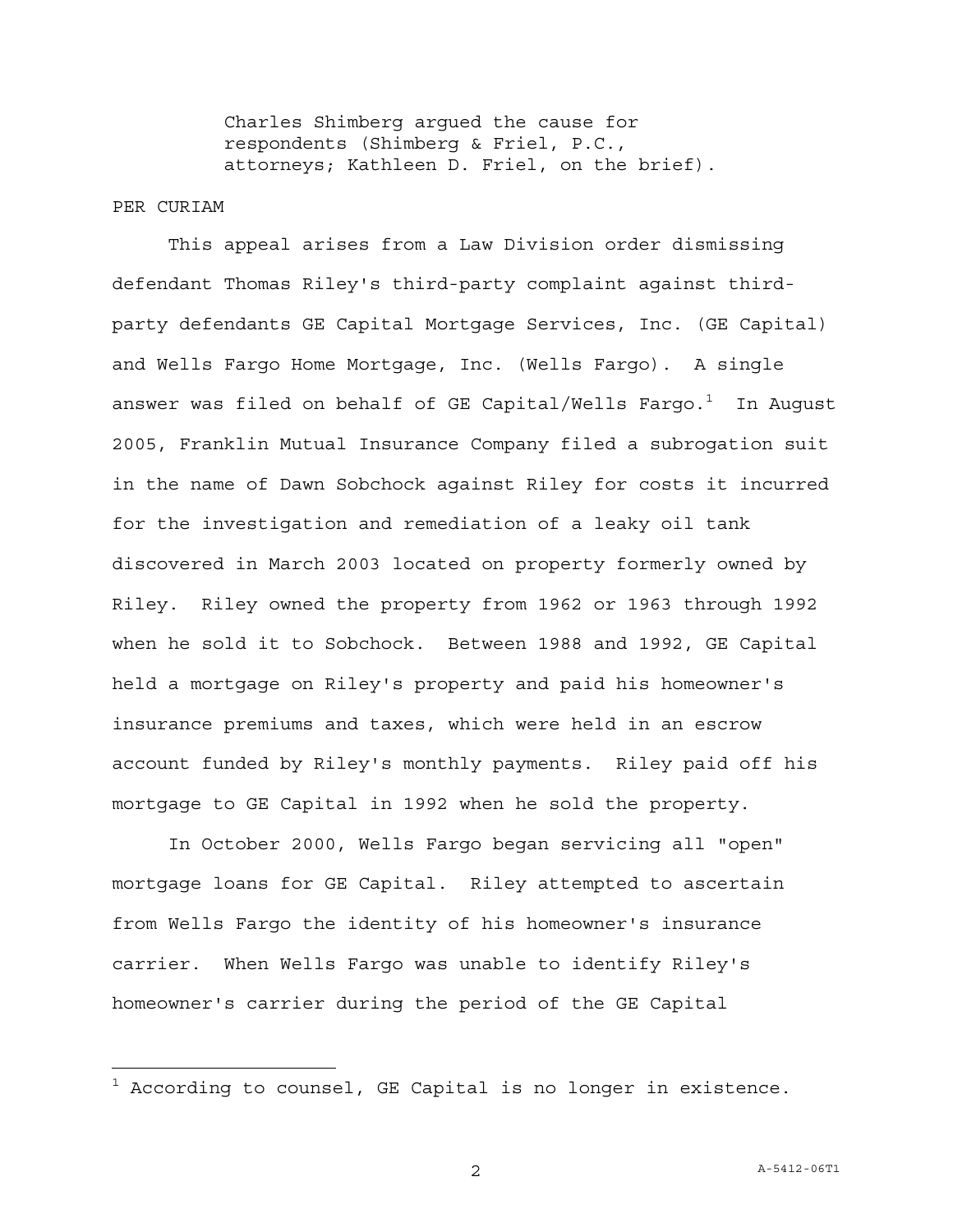Charles Shimberg argued the cause for respondents (Shimberg & Friel, P.C., attorneys; Kathleen D. Friel, on the brief).

PER CURIAM

This appeal arises from a Law Division order dismissing defendant Thomas Riley's third-party complaint against third-party defendants GE Capital Mortgage Services, Inc. (GE Capital) and Wells Fargo Home Mortgage, Inc. (Wells Fargo). A single answer was filed on behalf of GE Capital/Wells Fargo.[1] In August 2005, Franklin Mutual Insurance Company filed a subrogation suit in the name of Dawn Sobchock against Riley for costs it incurred for the investigation and remediation of a leaky oil tank discovered in March 2003 located on property formerly owned by Riley. Riley owned the property from 1962 or 1963 through 1992 when he sold it to Sobchock. Between 1988 and 1992, GE Capital held a mortgage on Riley's property and paid his homeowner's insurance premiums and taxes, which were held in an escrow account funded by Riley's monthly payments. Riley paid off his mortgage to GE Capital in 1992 when he sold the property.

In October 2000, Wells Fargo began servicing all "open" mortgage loans for GE Capital. Riley attempted to ascertain from Wells Fargo the identity of his homeowner's insurance carrier. When Wells Fargo was unable to identify Riley's homeowner's carrier during the period of the GE Capital

[1] According to counsel, GE Capital is no longer in existence.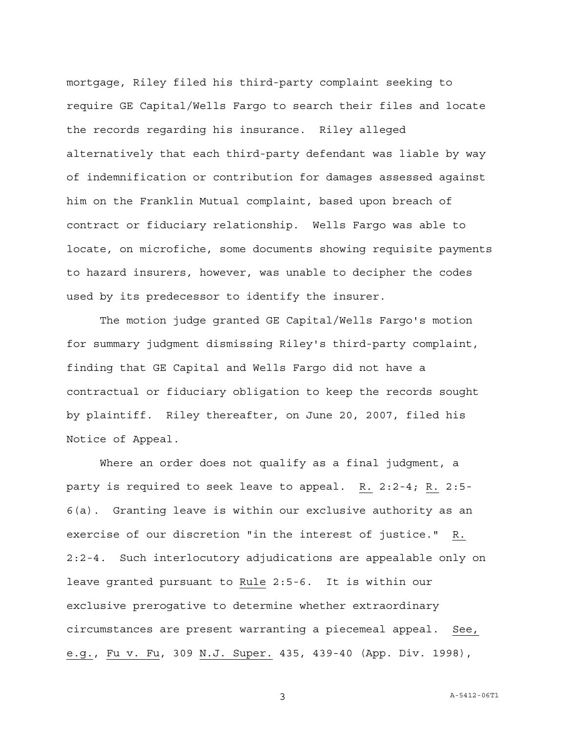mortgage, Riley filed his third-party complaint seeking to require GE Capital/Wells Fargo to search their files and locate the records regarding his insurance. Riley alleged alternatively that each third-party defendant was liable by way of indemnification or contribution for damages assessed against him on the Franklin Mutual complaint, based upon breach of contract or fiduciary relationship. Wells Fargo was able to locate, on microfiche, some documents showing requisite payments to hazard insurers, however, was unable to decipher the codes used by its predecessor to identify the insurer.

The motion judge granted GE Capital/Wells Fargo's motion for summary judgment dismissing Riley's third-party complaint, finding that GE Capital and Wells Fargo did not have a contractual or fiduciary obligation to keep the records sought by plaintiff. Riley thereafter, on June 20, 2007, filed his Notice of Appeal.

Where an order does not qualify as a final judgment, a party is required to seek leave to appeal. R. 2:2-4; R. 2:5-6(a). Granting leave is within our exclusive authority as an exercise of our discretion "in the interest of justice." R. 2:2-4. Such interlocutory adjudications are appealable only on leave granted pursuant to Rule 2:5-6. It is within our exclusive prerogative to determine whether extraordinary circumstances are present warranting a piecemeal appeal. See, e.g., Fu v. Fu, 309 N.J. Super. 435, 439-40 (App. Div. 1998),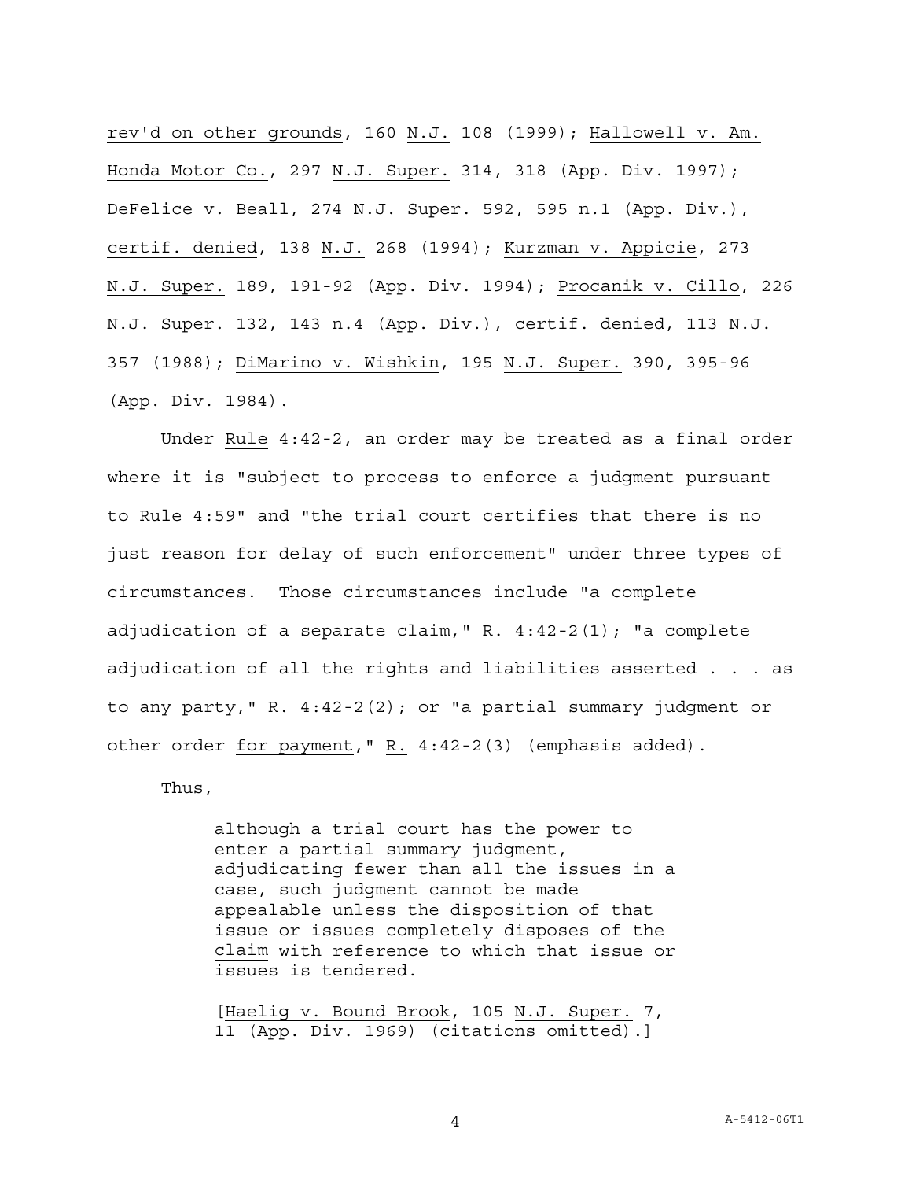rev'd on other grounds, 160 N.J. 108 (1999); Hallowell v. Am. Honda Motor Co., 297 N.J. Super. 314, 318 (App. Div. 1997); DeFelice v. Beall, 274 N.J. Super. 592, 595 n.1 (App. Div.), certif. denied, 138 N.J. 268 (1994); Kurzman v. Appicie, 273 N.J. Super. 189, 191-92 (App. Div. 1994); Procanik v. Cillo, 226 N.J. Super. 132, 143 n.4 (App. Div.), certif. denied, 113 N.J. 357 (1988); DiMarino v. Wishkin, 195 N.J. Super. 390, 395-96 (App. Div. 1984).

Under Rule 4:42-2, an order may be treated as a final order where it is "subject to process to enforce a judgment pursuant to Rule 4:59" and "the trial court certifies that there is no just reason for delay of such enforcement" under three types of circumstances. Those circumstances include "a complete adjudication of a separate claim," R. 4:42-2(1); "a complete adjudication of all the rights and liabilities asserted . . . as to any party," R. 4:42-2(2); or "a partial summary judgment or other order for payment," R. 4:42-2(3) (emphasis added).

Thus,

> although a trial court has the power to enter a partial summary judgment, adjudicating fewer than all the issues in a case, such judgment cannot be made appealable unless the disposition of that issue or issues completely disposes of the claim with reference to which that issue or issues is tendered.
>
> [Haelig v. Bound Brook, 105 N.J. Super. 7, 11 (App. Div. 1969) (citations omitted).]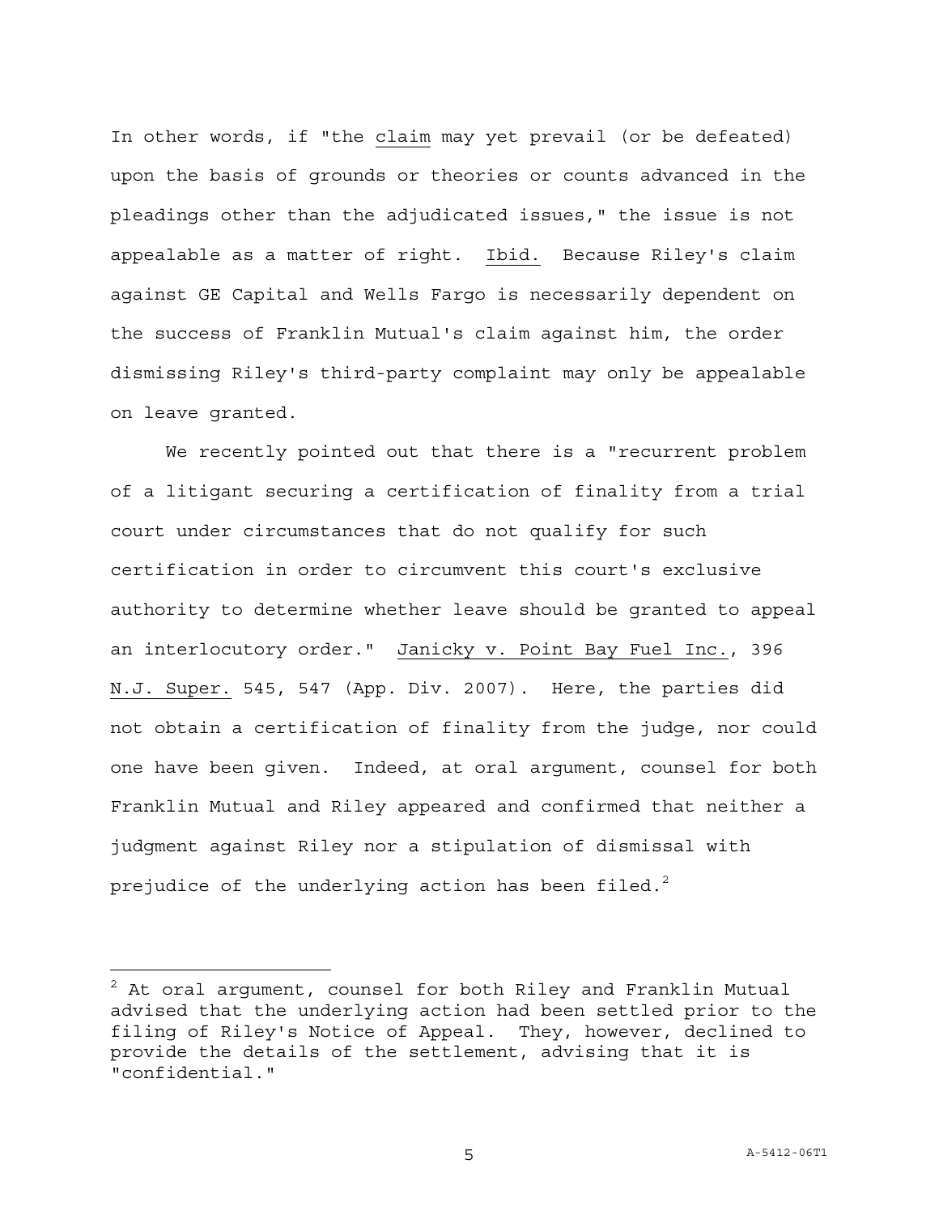In other words, if "the claim may yet prevail (or be defeated) upon the basis of grounds or theories or counts advanced in the pleadings other than the adjudicated issues," the issue is not appealable as a matter of right. Ibid. Because Riley's claim against GE Capital and Wells Fargo is necessarily dependent on the success of Franklin Mutual's claim against him, the order dismissing Riley's third-party complaint may only be appealable on leave granted.

We recently pointed out that there is a "recurrent problem of a litigant securing a certification of finality from a trial court under circumstances that do not qualify for such certification in order to circumvent this court's exclusive authority to determine whether leave should be granted to appeal an interlocutory order." Janicky v. Point Bay Fuel Inc., 396 N.J. Super. 545, 547 (App. Div. 2007). Here, the parties did not obtain a certification of finality from the judge, nor could one have been given. Indeed, at oral argument, counsel for both Franklin Mutual and Riley appeared and confirmed that neither a judgment against Riley nor a stipulation of dismissal with prejudice of the underlying action has been filed.[2]

---

[2] At oral argument, counsel for both Riley and Franklin Mutual advised that the underlying action had been settled prior to the filing of Riley's Notice of Appeal. They, however, declined to provide the details of the settlement, advising that it is "confidential."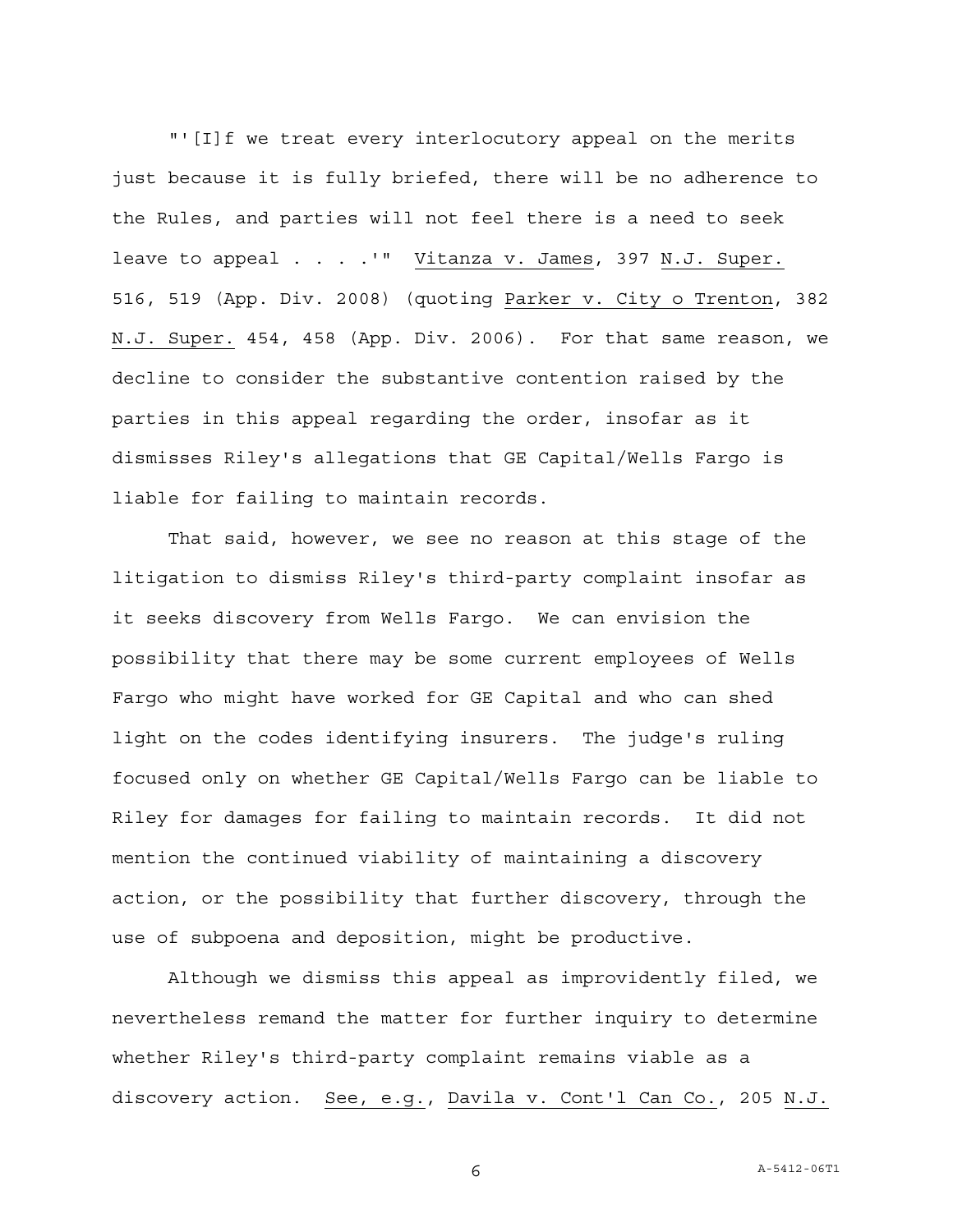"'[I]f we treat every interlocutory appeal on the merits just because it is fully briefed, there will be no adherence to the Rules, and parties will not feel there is a need to seek leave to appeal . . . .'" Vitanza v. James, 397 N.J. Super. 516, 519 (App. Div. 2008) (quoting Parker v. City o Trenton, 382 N.J. Super. 454, 458 (App. Div. 2006). For that same reason, we decline to consider the substantive contention raised by the parties in this appeal regarding the order, insofar as it dismisses Riley's allegations that GE Capital/Wells Fargo is liable for failing to maintain records.

That said, however, we see no reason at this stage of the litigation to dismiss Riley's third-party complaint insofar as it seeks discovery from Wells Fargo. We can envision the possibility that there may be some current employees of Wells Fargo who might have worked for GE Capital and who can shed light on the codes identifying insurers. The judge's ruling focused only on whether GE Capital/Wells Fargo can be liable to Riley for damages for failing to maintain records. It did not mention the continued viability of maintaining a discovery action, or the possibility that further discovery, through the use of subpoena and deposition, might be productive.

Although we dismiss this appeal as improvidently filed, we nevertheless remand the matter for further inquiry to determine whether Riley's third-party complaint remains viable as a discovery action. See, e.g., Davila v. Cont'l Can Co., 205 N.J.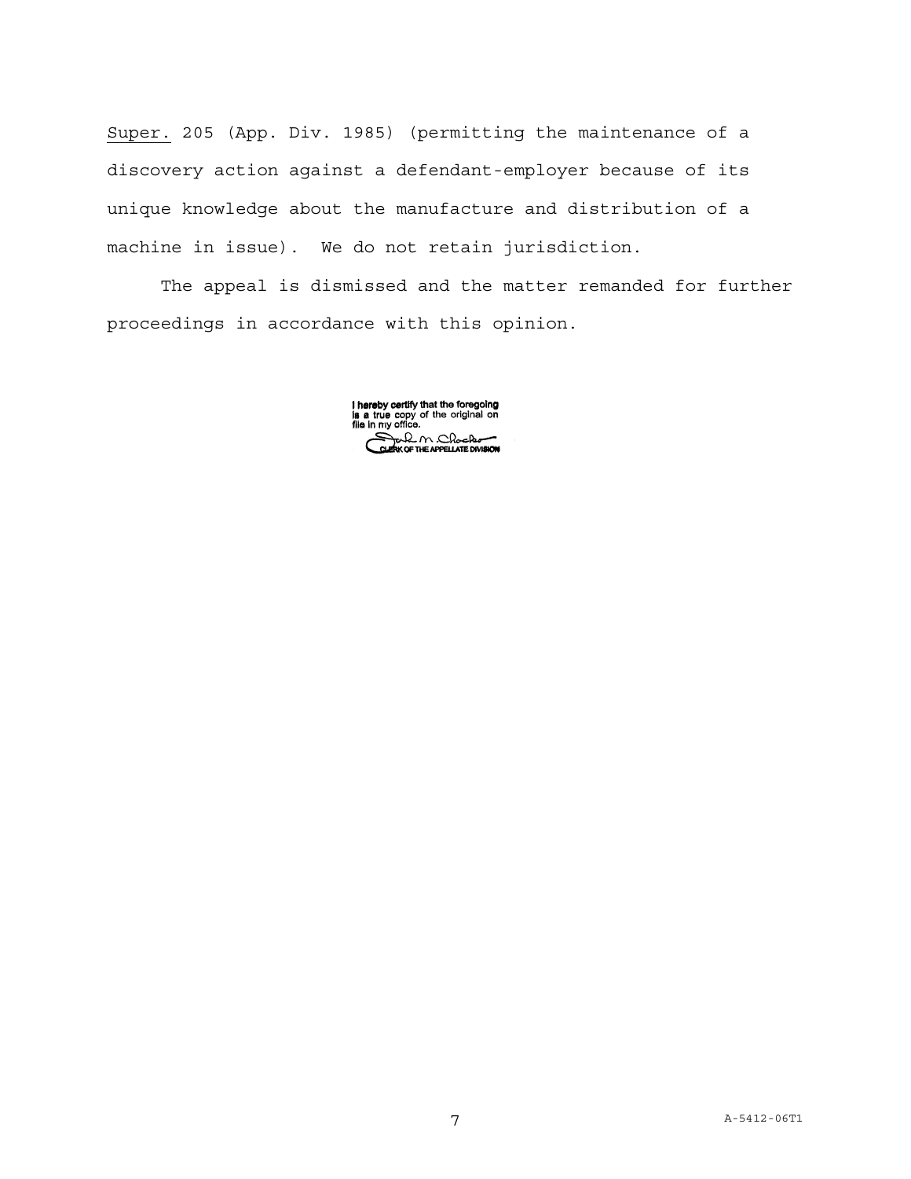Super. 205 (App. Div. 1985) (permitting the maintenance of a discovery action against a defendant-employer because of its unique knowledge about the manufacture and distribution of a machine in issue). We do not retain jurisdiction.

The appeal is dismissed and the matter remanded for further proceedings in accordance with this opinion.

I hereby certify that the foregoing is a true copy of the original on file in my office.

CLERK OF THE APPELLATE DIVISION